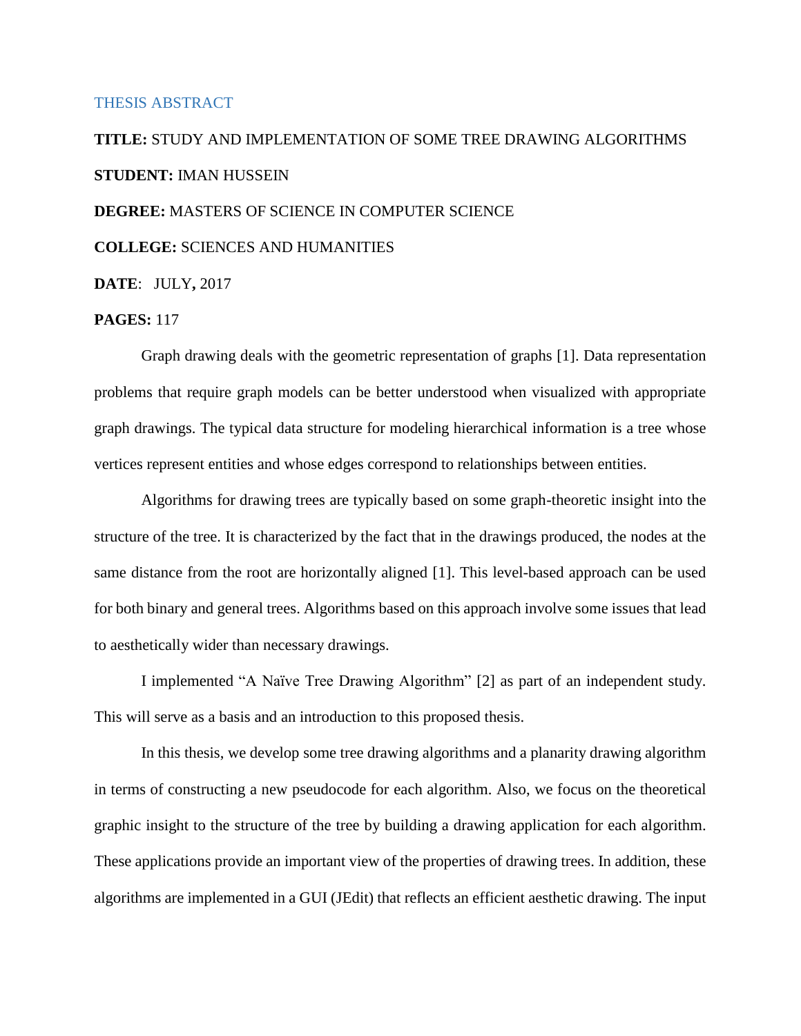## THESIS ABSTRACT

**TITLE:** STUDY AND IMPLEMENTATION OF SOME TREE DRAWING ALGORITHMS

**STUDENT:** IMAN HUSSEIN

**DEGREE:** MASTERS OF SCIENCE IN COMPUTER SCIENCE

**COLLEGE:** SCIENCES AND HUMANITIES

**DATE**: JULY**,** 2017

**PAGES:** 117

Graph drawing deals with the geometric representation of graphs [1]. Data representation problems that require graph models can be better understood when visualized with appropriate graph drawings. The typical data structure for modeling hierarchical information is a tree whose vertices represent entities and whose edges correspond to relationships between entities.

Algorithms for drawing trees are typically based on some graph-theoretic insight into the structure of the tree. It is characterized by the fact that in the drawings produced, the nodes at the same distance from the root are horizontally aligned [1]. This level-based approach can be used for both binary and general trees. Algorithms based on this approach involve some issues that lead to aesthetically wider than necessary drawings.

I implemented "A Naïve Tree Drawing Algorithm" [2] as part of an independent study. This will serve as a basis and an introduction to this proposed thesis.

In this thesis, we develop some tree drawing algorithms and a planarity drawing algorithm in terms of constructing a new pseudocode for each algorithm. Also, we focus on the theoretical graphic insight to the structure of the tree by building a drawing application for each algorithm. These applications provide an important view of the properties of drawing trees. In addition, these algorithms are implemented in a GUI (JEdit) that reflects an efficient aesthetic drawing. The input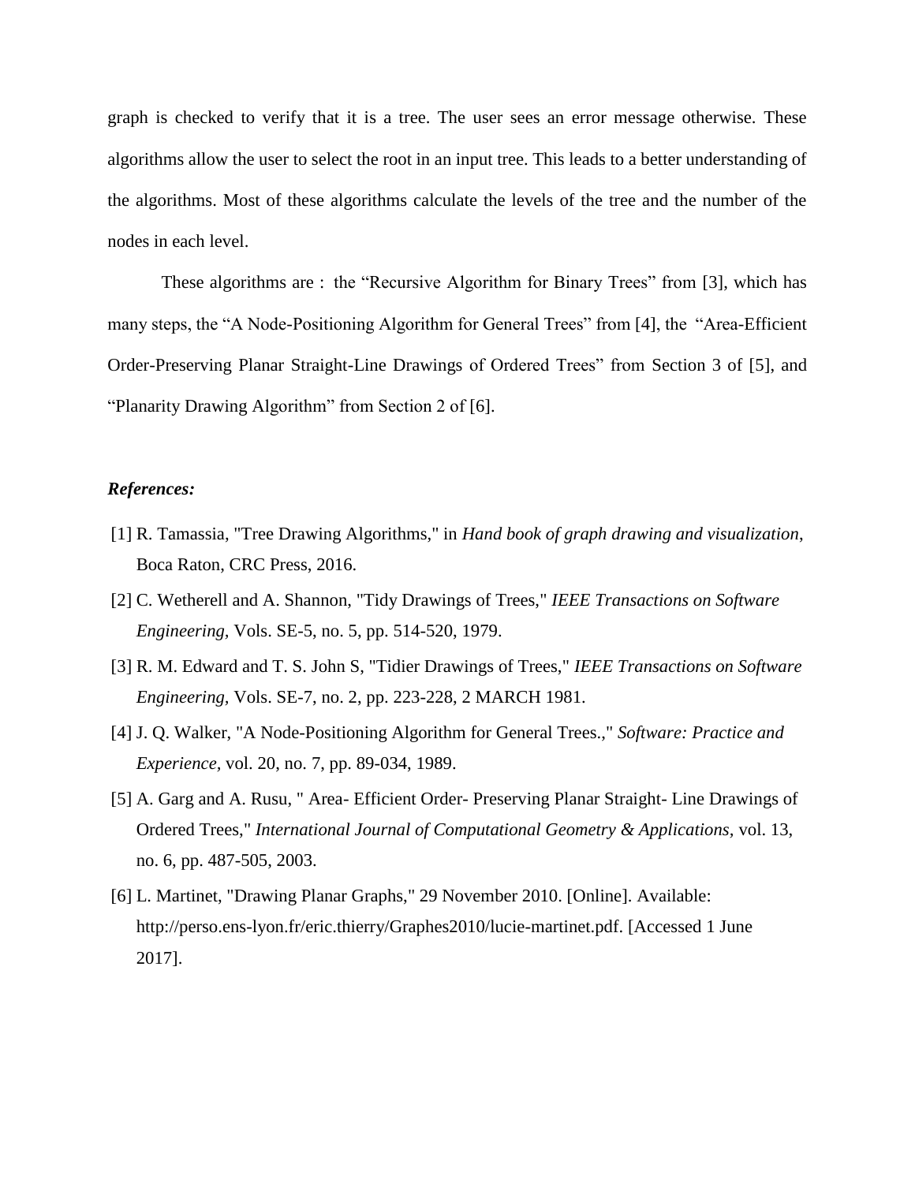graph is checked to verify that it is a tree. The user sees an error message otherwise. These algorithms allow the user to select the root in an input tree. This leads to a better understanding of the algorithms. Most of these algorithms calculate the levels of the tree and the number of the nodes in each level.

These algorithms are : the "Recursive Algorithm for Binary Trees" from [3], which has many steps, the "A Node-Positioning Algorithm for General Trees" from [4], the "Area-Efficient Order-Preserving Planar Straight-Line Drawings of Ordered Trees" from Section 3 of [5], and "Planarity Drawing Algorithm" from Section 2 of [6].

***References:***

[1] R. Tamassia, "Tree Drawing Algorithms," in *Hand book of graph drawing and visualization*, Boca Raton, CRC Press, 2016.

[2] C. Wetherell and A. Shannon, "Tidy Drawings of Trees," *IEEE Transactions on Software Engineering,* Vols. SE-5, no. 5, pp. 514-520, 1979.

[3] R. M. Edward and T. S. John S, "Tidier Drawings of Trees," *IEEE Transactions on Software Engineering,* Vols. SE-7, no. 2, pp. 223-228, 2 MARCH 1981.

[4] J. Q. Walker, "A Node-Positioning Algorithm for General Trees.," *Software: Practice and Experience,* vol. 20, no. 7, pp. 89-034, 1989.

[5] A. Garg and A. Rusu, " Area- Efficient Order- Preserving Planar Straight- Line Drawings of Ordered Trees," *International Journal of Computational Geometry & Applications,* vol. 13, no. 6, pp. 487-505, 2003.

[6] L. Martinet, "Drawing Planar Graphs," 29 November 2010. [Online]. Available: http://perso.ens-lyon.fr/eric.thierry/Graphes2010/lucie-martinet.pdf. [Accessed 1 June 2017].